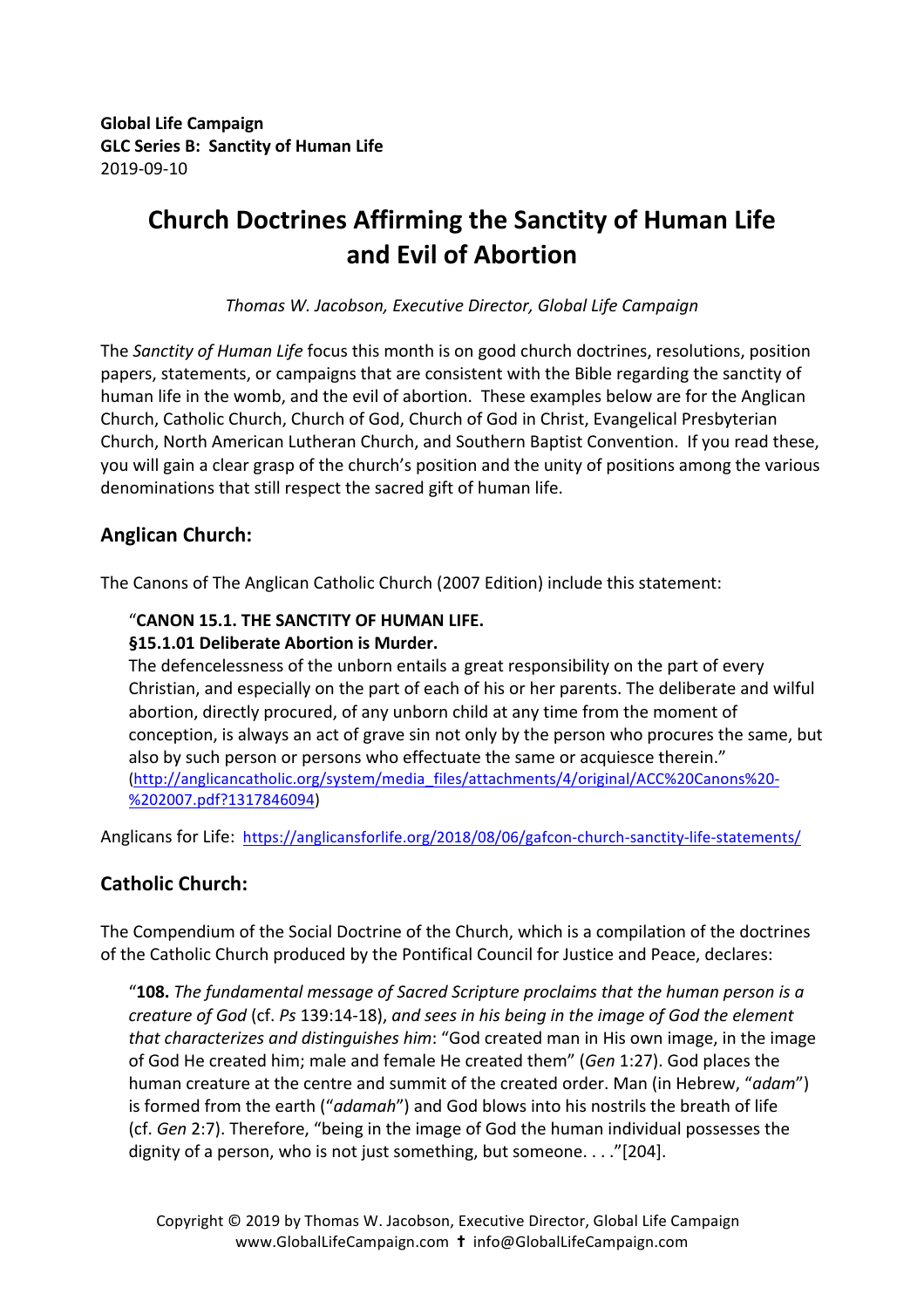**Global Life Campaign**
**GLC Series B: Sanctity of Human Life**
2019-09-10

# Church Doctrines Affirming the Sanctity of Human Life and Evil of Abortion

*Thomas W. Jacobson, Executive Director, Global Life Campaign*

The *Sanctity of Human Life* focus this month is on good church doctrines, resolutions, position papers, statements, or campaigns that are consistent with the Bible regarding the sanctity of human life in the womb, and the evil of abortion. These examples below are for the Anglican Church, Catholic Church, Church of God, Church of God in Christ, Evangelical Presbyterian Church, North American Lutheran Church, and Southern Baptist Convention. If you read these, you will gain a clear grasp of the church's position and the unity of positions among the various denominations that still respect the sacred gift of human life.

## Anglican Church:

The Canons of The Anglican Catholic Church (2007 Edition) include this statement:

> "**CANON 15.1. THE SANCTITY OF HUMAN LIFE.**
> **§15.1.01 Deliberate Abortion is Murder.**
> The defencelessness of the unborn entails a great responsibility on the part of every Christian, and especially on the part of each of his or her parents. The deliberate and wilful abortion, directly procured, of any unborn child at any time from the moment of conception, is always an act of grave sin not only by the person who procures the same, but also by such person or persons who effectuate the same or acquiesce therein."
> (http://anglicancatholic.org/system/media_files/attachments/4/original/ACC%20Canons%20-%202007.pdf?1317846094)

Anglicans for Life: https://anglicansforlife.org/2018/08/06/gafcon-church-sanctity-life-statements/

## Catholic Church:

The Compendium of the Social Doctrine of the Church, which is a compilation of the doctrines of the Catholic Church produced by the Pontifical Council for Justice and Peace, declares:

> "**108.** *The fundamental message of Sacred Scripture proclaims that the human person is a creature of God* (cf. *Ps* 139:14-18), *and sees in his being in the image of God the element that characterizes and distinguishes him*: "God created man in His own image, in the image of God He created him; male and female He created them" (*Gen* 1:27). God places the human creature at the centre and summit of the created order. Man (in Hebrew, "*adam*") is formed from the earth ("*adamah*") and God blows into his nostrils the breath of life (cf. *Gen* 2:7). Therefore, "being in the image of God the human individual possesses the dignity of a person, who is not just something, but someone. . . ."[204].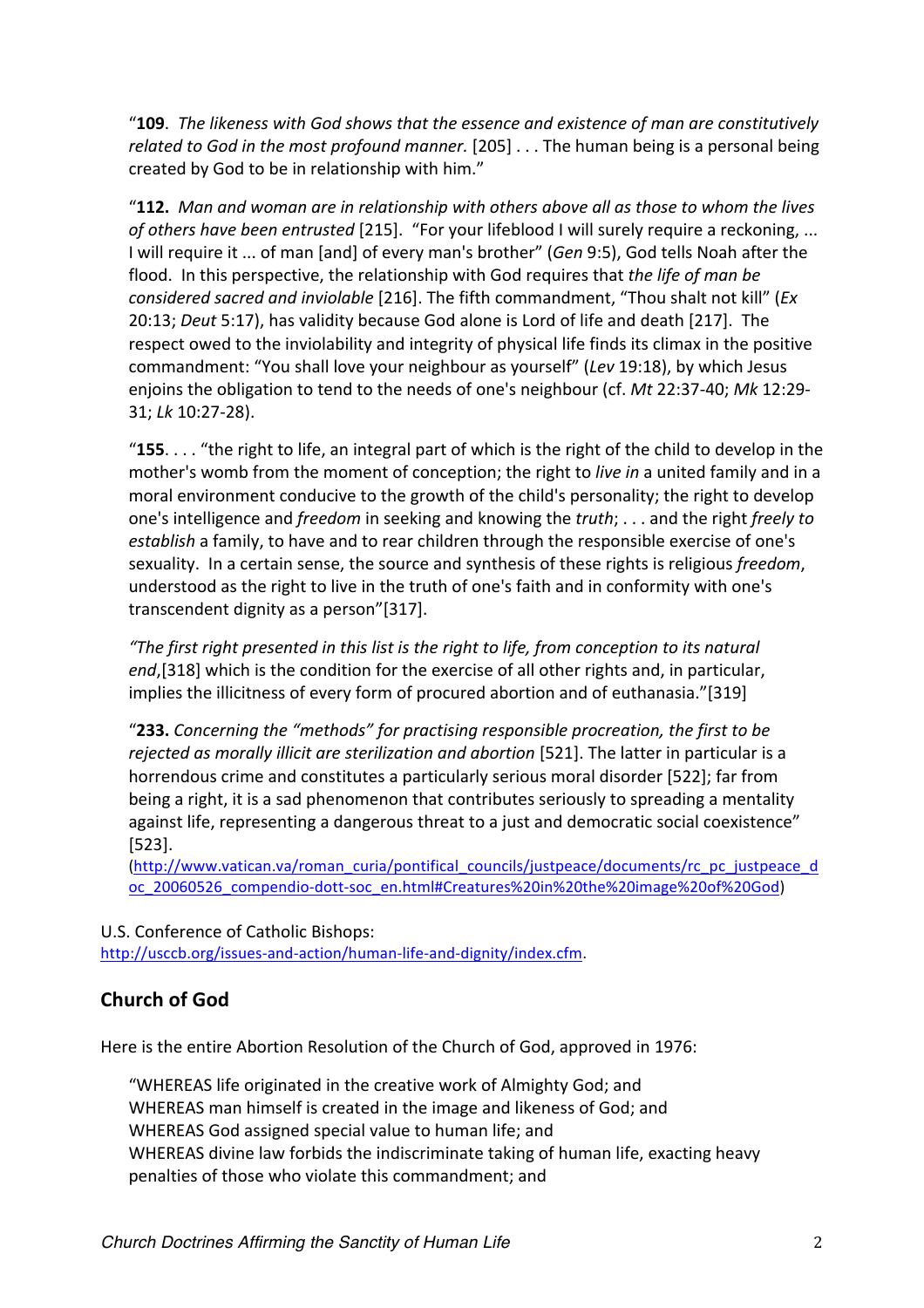"**109**. *The likeness with God shows that the essence and existence of man are constitutively related to God in the most profound manner.* [205] . . . The human being is a personal being created by God to be in relationship with him."

"**112.** *Man and woman are in relationship with others above all as those to whom the lives of others have been entrusted* [215]. "For your lifeblood I will surely require a reckoning, ... I will require it ... of man [and] of every man's brother" (*Gen* 9:5), God tells Noah after the flood. In this perspective, the relationship with God requires that *the life of man be considered sacred and inviolable* [216]. The fifth commandment, "Thou shalt not kill" (*Ex* 20:13; *Deut* 5:17), has validity because God alone is Lord of life and death [217]. The respect owed to the inviolability and integrity of physical life finds its climax in the positive commandment: "You shall love your neighbour as yourself" (*Lev* 19:18), by which Jesus enjoins the obligation to tend to the needs of one's neighbour (cf. *Mt* 22:37-40; *Mk* 12:29-31; *Lk* 10:27-28).

"**155**. . . . "the right to life, an integral part of which is the right of the child to develop in the mother's womb from the moment of conception; the right to *live in* a united family and in a moral environment conducive to the growth of the child's personality; the right to develop one's intelligence and *freedom* in seeking and knowing the *truth*; . . . and the right *freely to establish* a family, to have and to rear children through the responsible exercise of one's sexuality. In a certain sense, the source and synthesis of these rights is religious *freedom*, understood as the right to live in the truth of one's faith and in conformity with one's transcendent dignity as a person"[317].

*"The first right presented in this list is the right to life, from conception to its natural end*,[318] which is the condition for the exercise of all other rights and, in particular, implies the illicitness of every form of procured abortion and of euthanasia."[319]

"**233.** *Concerning the "methods" for practising responsible procreation, the first to be rejected as morally illicit are sterilization and abortion* [521]. The latter in particular is a horrendous crime and constitutes a particularly serious moral disorder [522]; far from being a right, it is a sad phenomenon that contributes seriously to spreading a mentality against life, representing a dangerous threat to a just and democratic social coexistence" [523].
(http://www.vatican.va/roman_curia/pontifical_councils/justpeace/documents/rc_pc_justpeace_doc_20060526_compendio-dott-soc_en.html#Creatures%20in%20the%20image%20of%20God)

U.S. Conference of Catholic Bishops:
http://usccb.org/issues-and-action/human-life-and-dignity/index.cfm.

## Church of God

Here is the entire Abortion Resolution of the Church of God, approved in 1976:

"WHEREAS life originated in the creative work of Almighty God; and
WHEREAS man himself is created in the image and likeness of God; and
WHEREAS God assigned special value to human life; and
WHEREAS divine law forbids the indiscriminate taking of human life, exacting heavy penalties of those who violate this commandment; and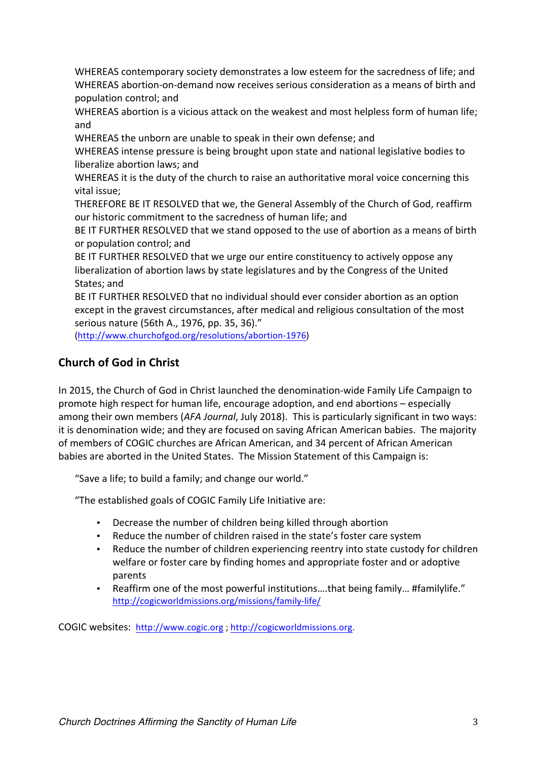WHEREAS contemporary society demonstrates a low esteem for the sacredness of life; and
WHEREAS abortion-on-demand now receives serious consideration as a means of birth and population control; and
WHEREAS abortion is a vicious attack on the weakest and most helpless form of human life; and
WHEREAS the unborn are unable to speak in their own defense; and
WHEREAS intense pressure is being brought upon state and national legislative bodies to liberalize abortion laws; and
WHEREAS it is the duty of the church to raise an authoritative moral voice concerning this vital issue;
THEREFORE BE IT RESOLVED that we, the General Assembly of the Church of God, reaffirm our historic commitment to the sacredness of human life; and
BE IT FURTHER RESOLVED that we stand opposed to the use of abortion as a means of birth or population control; and
BE IT FURTHER RESOLVED that we urge our entire constituency to actively oppose any liberalization of abortion laws by state legislatures and by the Congress of the United States; and
BE IT FURTHER RESOLVED that no individual should ever consider abortion as an option except in the gravest circumstances, after medical and religious consultation of the most serious nature (56th A., 1976, pp. 35, 36)."
(http://www.churchofgod.org/resolutions/abortion-1976)

## Church of God in Christ

In 2015, the Church of God in Christ launched the denomination-wide Family Life Campaign to promote high respect for human life, encourage adoption, and end abortions – especially among their own members (*AFA Journal*, July 2018). This is particularly significant in two ways: it is denomination wide; and they are focused on saving African American babies. The majority of members of COGIC churches are African American, and 34 percent of African American babies are aborted in the United States. The Mission Statement of this Campaign is:

"Save a life; to build a family; and change our world."

"The established goals of COGIC Family Life Initiative are:

- Decrease the number of children being killed through abortion
- Reduce the number of children raised in the state's foster care system
- Reduce the number of children experiencing reentry into state custody for children welfare or foster care by finding homes and appropriate foster and or adoptive parents
- Reaffirm one of the most powerful institutions….that being family… #familylife."
  http://cogicworldmissions.org/missions/family-life/

COGIC websites: http://www.cogic.org ; http://cogicworldmissions.org.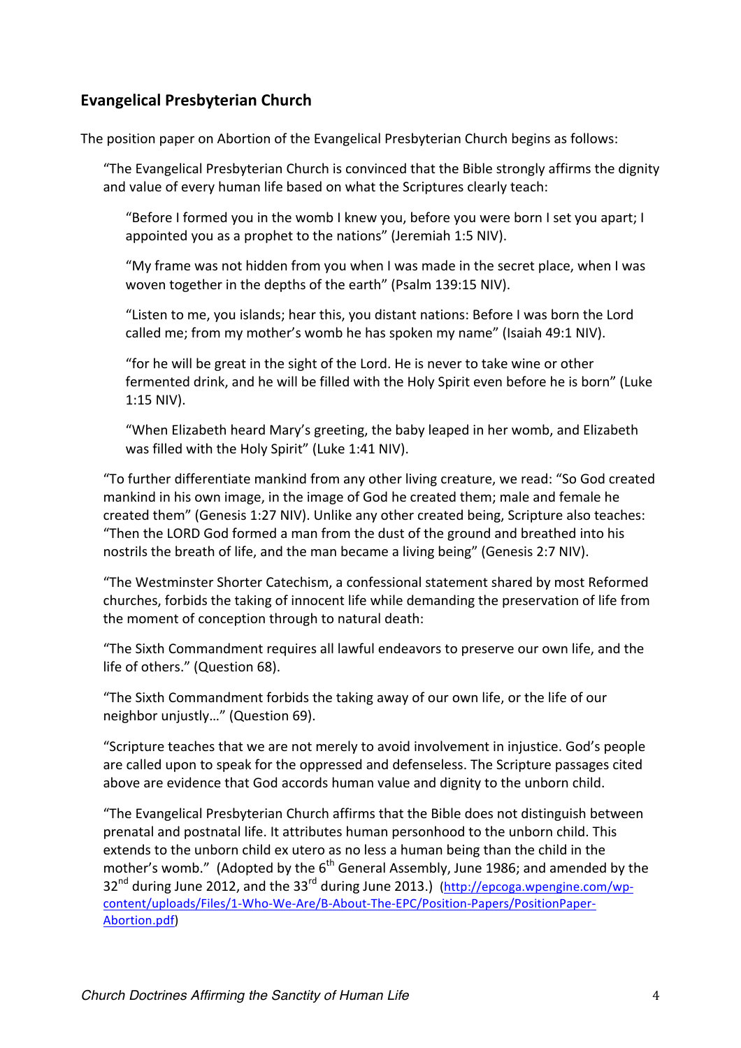## Evangelical Presbyterian Church

The position paper on Abortion of the Evangelical Presbyterian Church begins as follows:

> "The Evangelical Presbyterian Church is convinced that the Bible strongly affirms the dignity and value of every human life based on what the Scriptures clearly teach:
>
> > "Before I formed you in the womb I knew you, before you were born I set you apart; I appointed you as a prophet to the nations" (Jeremiah 1:5 NIV).
> >
> > "My frame was not hidden from you when I was made in the secret place, when I was woven together in the depths of the earth" (Psalm 139:15 NIV).
> >
> > "Listen to me, you islands; hear this, you distant nations: Before I was born the Lord called me; from my mother's womb he has spoken my name" (Isaiah 49:1 NIV).
> >
> > "for he will be great in the sight of the Lord. He is never to take wine or other fermented drink, and he will be filled with the Holy Spirit even before he is born" (Luke 1:15 NIV).
> >
> > "When Elizabeth heard Mary's greeting, the baby leaped in her womb, and Elizabeth was filled with the Holy Spirit" (Luke 1:41 NIV).
>
> "To further differentiate mankind from any other living creature, we read: "So God created mankind in his own image, in the image of God he created them; male and female he created them" (Genesis 1:27 NIV). Unlike any other created being, Scripture also teaches: "Then the LORD God formed a man from the dust of the ground and breathed into his nostrils the breath of life, and the man became a living being" (Genesis 2:7 NIV).
>
> "The Westminster Shorter Catechism, a confessional statement shared by most Reformed churches, forbids the taking of innocent life while demanding the preservation of life from the moment of conception through to natural death:
>
> "The Sixth Commandment requires all lawful endeavors to preserve our own life, and the life of others." (Question 68).
>
> "The Sixth Commandment forbids the taking away of our own life, or the life of our neighbor unjustly…" (Question 69).
>
> "Scripture teaches that we are not merely to avoid involvement in injustice. God's people are called upon to speak for the oppressed and defenseless. The Scripture passages cited above are evidence that God accords human value and dignity to the unborn child.
>
> "The Evangelical Presbyterian Church affirms that the Bible does not distinguish between prenatal and postnatal life. It attributes human personhood to the unborn child. This extends to the unborn child ex utero as no less a human being than the child in the mother's womb." (Adopted by the 6th General Assembly, June 1986; and amended by the 32nd during June 2012, and the 33rd during June 2013.) (http://epcoga.wpengine.com/wp-content/uploads/Files/1-Who-We-Are/B-About-The-EPC/Position-Papers/PositionPaper-Abortion.pdf)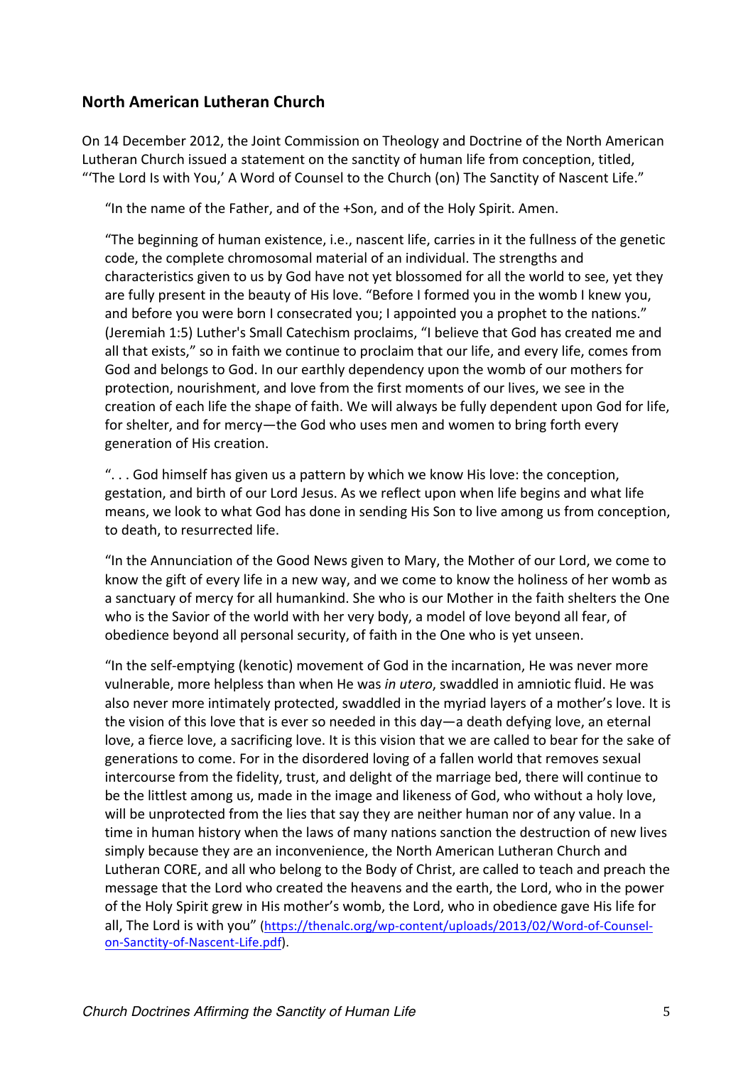## North American Lutheran Church

On 14 December 2012, the Joint Commission on Theology and Doctrine of the North American Lutheran Church issued a statement on the sanctity of human life from conception, titled, "'The Lord Is with You,' A Word of Counsel to the Church (on) The Sanctity of Nascent Life."

> "In the name of the Father, and of the +Son, and of the Holy Spirit. Amen.
>
> "The beginning of human existence, i.e., nascent life, carries in it the fullness of the genetic code, the complete chromosomal material of an individual. The strengths and characteristics given to us by God have not yet blossomed for all the world to see, yet they are fully present in the beauty of His love. "Before I formed you in the womb I knew you, and before you were born I consecrated you; I appointed you a prophet to the nations." (Jeremiah 1:5) Luther's Small Catechism proclaims, "I believe that God has created me and all that exists," so in faith we continue to proclaim that our life, and every life, comes from God and belongs to God. In our earthly dependency upon the womb of our mothers for protection, nourishment, and love from the first moments of our lives, we see in the creation of each life the shape of faith. We will always be fully dependent upon God for life, for shelter, and for mercy—the God who uses men and women to bring forth every generation of His creation.
>
> ". . . God himself has given us a pattern by which we know His love: the conception, gestation, and birth of our Lord Jesus. As we reflect upon when life begins and what life means, we look to what God has done in sending His Son to live among us from conception, to death, to resurrected life.
>
> "In the Annunciation of the Good News given to Mary, the Mother of our Lord, we come to know the gift of every life in a new way, and we come to know the holiness of her womb as a sanctuary of mercy for all humankind. She who is our Mother in the faith shelters the One who is the Savior of the world with her very body, a model of love beyond all fear, of obedience beyond all personal security, of faith in the One who is yet unseen.
>
> "In the self-emptying (kenotic) movement of God in the incarnation, He was never more vulnerable, more helpless than when He was *in utero*, swaddled in amniotic fluid. He was also never more intimately protected, swaddled in the myriad layers of a mother's love. It is the vision of this love that is ever so needed in this day—a death defying love, an eternal love, a fierce love, a sacrificing love. It is this vision that we are called to bear for the sake of generations to come. For in the disordered loving of a fallen world that removes sexual intercourse from the fidelity, trust, and delight of the marriage bed, there will continue to be the littlest among us, made in the image and likeness of God, who without a holy love, will be unprotected from the lies that say they are neither human nor of any value. In a time in human history when the laws of many nations sanction the destruction of new lives simply because they are an inconvenience, the North American Lutheran Church and Lutheran CORE, and all who belong to the Body of Christ, are called to teach and preach the message that the Lord who created the heavens and the earth, the Lord, who in the power of the Holy Spirit grew in His mother's womb, the Lord, who in obedience gave His life for all, The Lord is with you" (https://thenalc.org/wp-content/uploads/2013/02/Word-of-Counsel-on-Sanctity-of-Nascent-Life.pdf).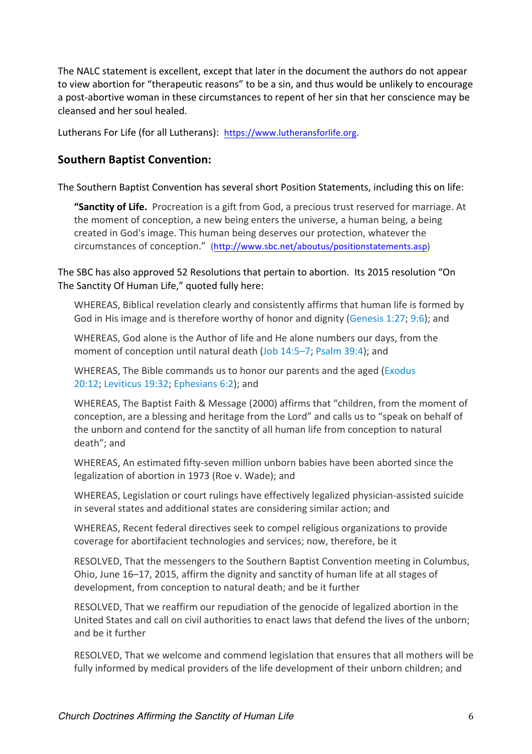The NALC statement is excellent, except that later in the document the authors do not appear to view abortion for "therapeutic reasons" to be a sin, and thus would be unlikely to encourage a post-abortive woman in these circumstances to repent of her sin that her conscience may be cleansed and her soul healed.

Lutherans For Life (for all Lutherans): https://www.lutheransforlife.org.

## Southern Baptist Convention:

The Southern Baptist Convention has several short Position Statements, including this on life:

> **"Sanctity of Life.** Procreation is a gift from God, a precious trust reserved for marriage. At the moment of conception, a new being enters the universe, a human being, a being created in God's image. This human being deserves our protection, whatever the circumstances of conception." (http://www.sbc.net/aboutus/positionstatements.asp)

The SBC has also approved 52 Resolutions that pertain to abortion. Its 2015 resolution "On The Sanctity Of Human Life," quoted fully here:

> WHEREAS, Biblical revelation clearly and consistently affirms that human life is formed by God in His image and is therefore worthy of honor and dignity (Genesis 1:27; 9:6); and
>
> WHEREAS, God alone is the Author of life and He alone numbers our days, from the moment of conception until natural death (Job 14:5–7; Psalm 39:4); and
>
> WHEREAS, The Bible commands us to honor our parents and the aged (Exodus 20:12; Leviticus 19:32; Ephesians 6:2); and
>
> WHEREAS, The Baptist Faith & Message (2000) affirms that "children, from the moment of conception, are a blessing and heritage from the Lord" and calls us to "speak on behalf of the unborn and contend for the sanctity of all human life from conception to natural death"; and
>
> WHEREAS, An estimated fifty-seven million unborn babies have been aborted since the legalization of abortion in 1973 (Roe v. Wade); and
>
> WHEREAS, Legislation or court rulings have effectively legalized physician-assisted suicide in several states and additional states are considering similar action; and
>
> WHEREAS, Recent federal directives seek to compel religious organizations to provide coverage for abortifacient technologies and services; now, therefore, be it
>
> RESOLVED, That the messengers to the Southern Baptist Convention meeting in Columbus, Ohio, June 16–17, 2015, affirm the dignity and sanctity of human life at all stages of development, from conception to natural death; and be it further
>
> RESOLVED, That we reaffirm our repudiation of the genocide of legalized abortion in the United States and call on civil authorities to enact laws that defend the lives of the unborn; and be it further
>
> RESOLVED, That we welcome and commend legislation that ensures that all mothers will be fully informed by medical providers of the life development of their unborn children; and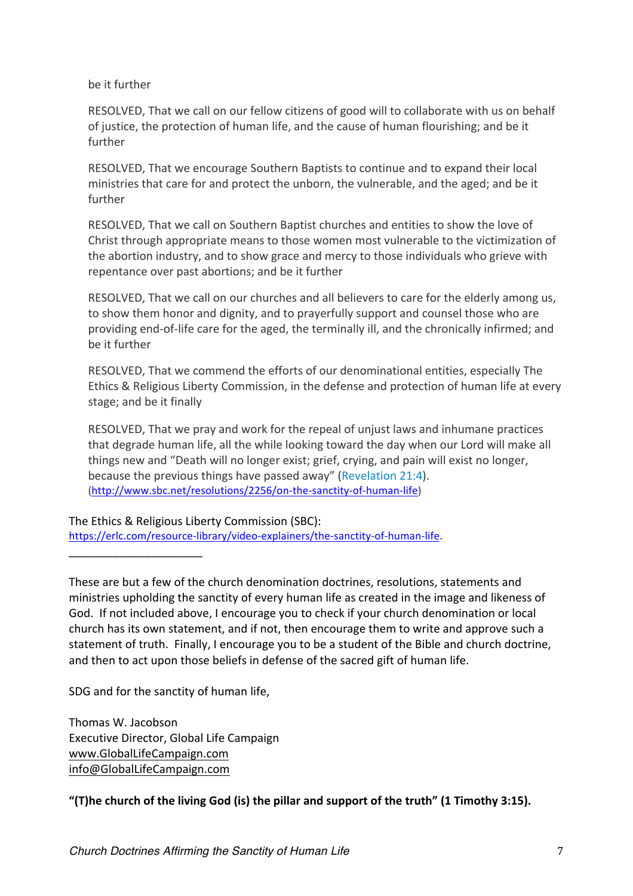be it further

RESOLVED, That we call on our fellow citizens of good will to collaborate with us on behalf of justice, the protection of human life, and the cause of human flourishing; and be it further

RESOLVED, That we encourage Southern Baptists to continue and to expand their local ministries that care for and protect the unborn, the vulnerable, and the aged; and be it further

RESOLVED, That we call on Southern Baptist churches and entities to show the love of Christ through appropriate means to those women most vulnerable to the victimization of the abortion industry, and to show grace and mercy to those individuals who grieve with repentance over past abortions; and be it further

RESOLVED, That we call on our churches and all believers to care for the elderly among us, to show them honor and dignity, and to prayerfully support and counsel those who are providing end-of-life care for the aged, the terminally ill, and the chronically infirmed; and be it further

RESOLVED, That we commend the efforts of our denominational entities, especially The Ethics & Religious Liberty Commission, in the defense and protection of human life at every stage; and be it finally

RESOLVED, That we pray and work for the repeal of unjust laws and inhumane practices that degrade human life, all the while looking toward the day when our Lord will make all things new and "Death will no longer exist; grief, crying, and pain will exist no longer, because the previous things have passed away" (Revelation 21:4).
(http://www.sbc.net/resolutions/2256/on-the-sanctity-of-human-life)

The Ethics & Religious Liberty Commission (SBC):
https://erlc.com/resource-library/video-explainers/the-sanctity-of-human-life.

______________________

These are but a few of the church denomination doctrines, resolutions, statements and ministries upholding the sanctity of every human life as created in the image and likeness of God. If not included above, I encourage you to check if your church denomination or local church has its own statement, and if not, then encourage them to write and approve such a statement of truth. Finally, I encourage you to be a student of the Bible and church doctrine, and then to act upon those beliefs in defense of the sacred gift of human life.

SDG and for the sanctity of human life,

Thomas W. Jacobson
Executive Director, Global Life Campaign
www.GlobalLifeCampaign.com
info@GlobalLifeCampaign.com

**"(T)he church of the living God (is) the pillar and support of the truth" (1 Timothy 3:15).**